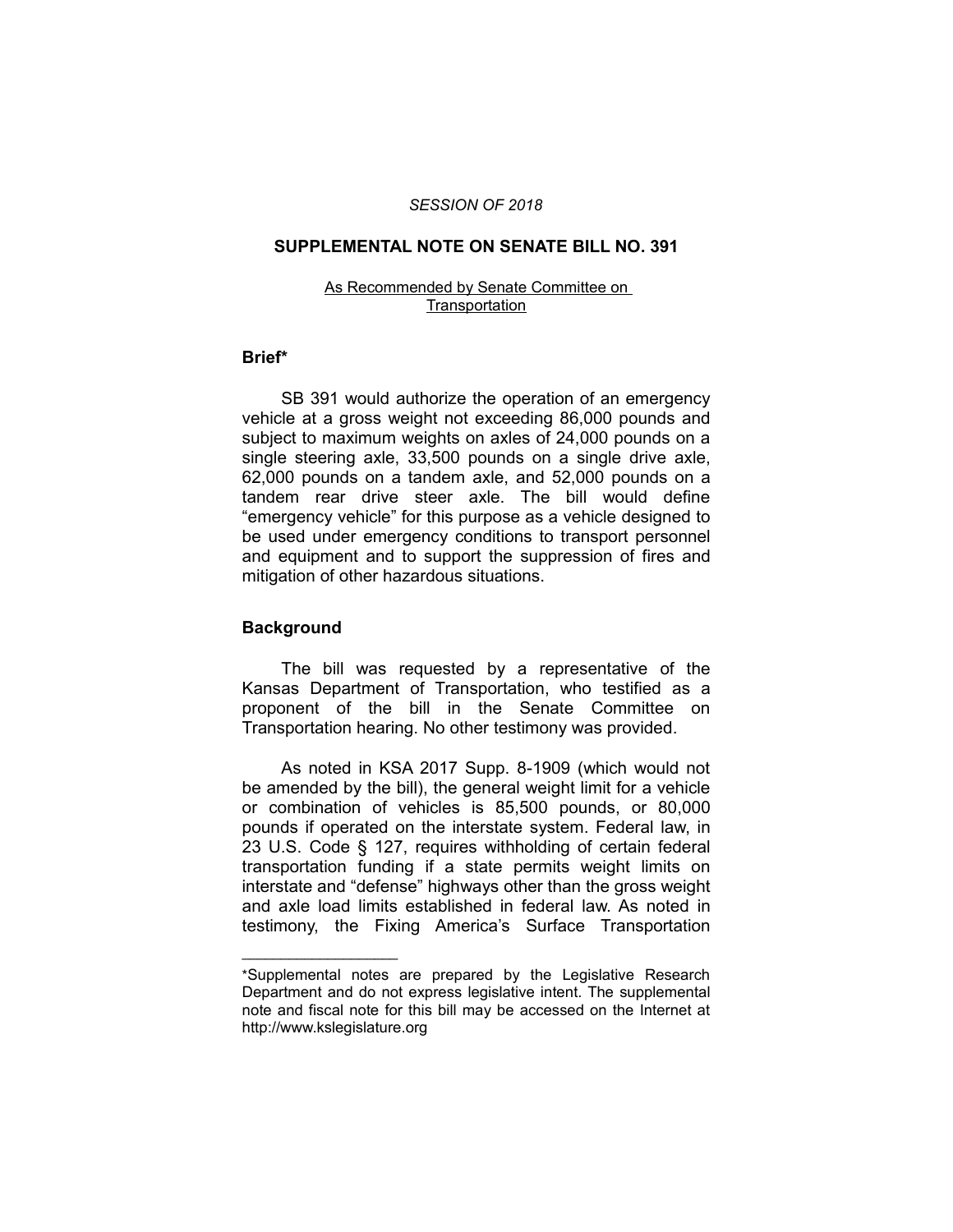*SESSION OF 2018*

# SUPPLEMENTAL NOTE ON SENATE BILL NO. 391

As Recommended by Senate Committee on Transportation

## Brief*

SB 391 would authorize the operation of an emergency vehicle at a gross weight not exceeding 86,000 pounds and subject to maximum weights on axles of 24,000 pounds on a single steering axle, 33,500 pounds on a single drive axle, 62,000 pounds on a tandem axle, and 52,000 pounds on a tandem rear drive steer axle. The bill would define "emergency vehicle" for this purpose as a vehicle designed to be used under emergency conditions to transport personnel and equipment and to support the suppression of fires and mitigation of other hazardous situations.

## Background

The bill was requested by a representative of the Kansas Department of Transportation, who testified as a proponent of the bill in the Senate Committee on Transportation hearing. No other testimony was provided.

As noted in KSA 2017 Supp. 8-1909 (which would not be amended by the bill), the general weight limit for a vehicle or combination of vehicles is 85,500 pounds, or 80,000 pounds if operated on the interstate system. Federal law, in 23 U.S. Code § 127, requires withholding of certain federal transportation funding if a state permits weight limits on interstate and "defense" highways other than the gross weight and axle load limits established in federal law. As noted in testimony, the Fixing America's Surface Transportation

---

*Supplemental notes are prepared by the Legislative Research Department and do not express legislative intent. The supplemental note and fiscal note for this bill may be accessed on the Internet at http://www.kslegislature.org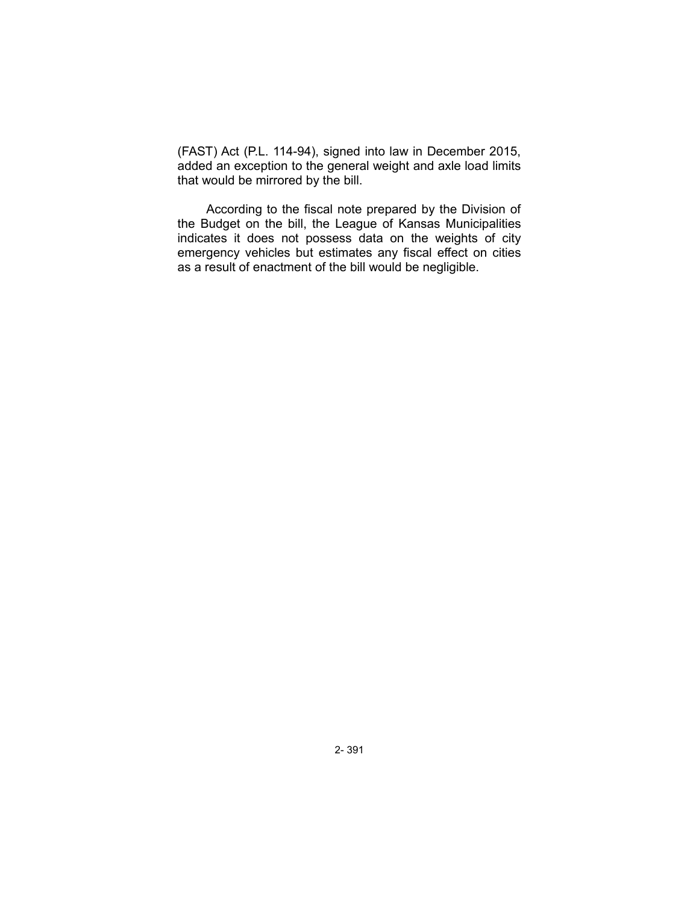(FAST) Act (P.L. 114-94), signed into law in December 2015, added an exception to the general weight and axle load limits that would be mirrored by the bill.

According to the fiscal note prepared by the Division of the Budget on the bill, the League of Kansas Municipalities indicates it does not possess data on the weights of city emergency vehicles but estimates any fiscal effect on cities as a result of enactment of the bill would be negligible.